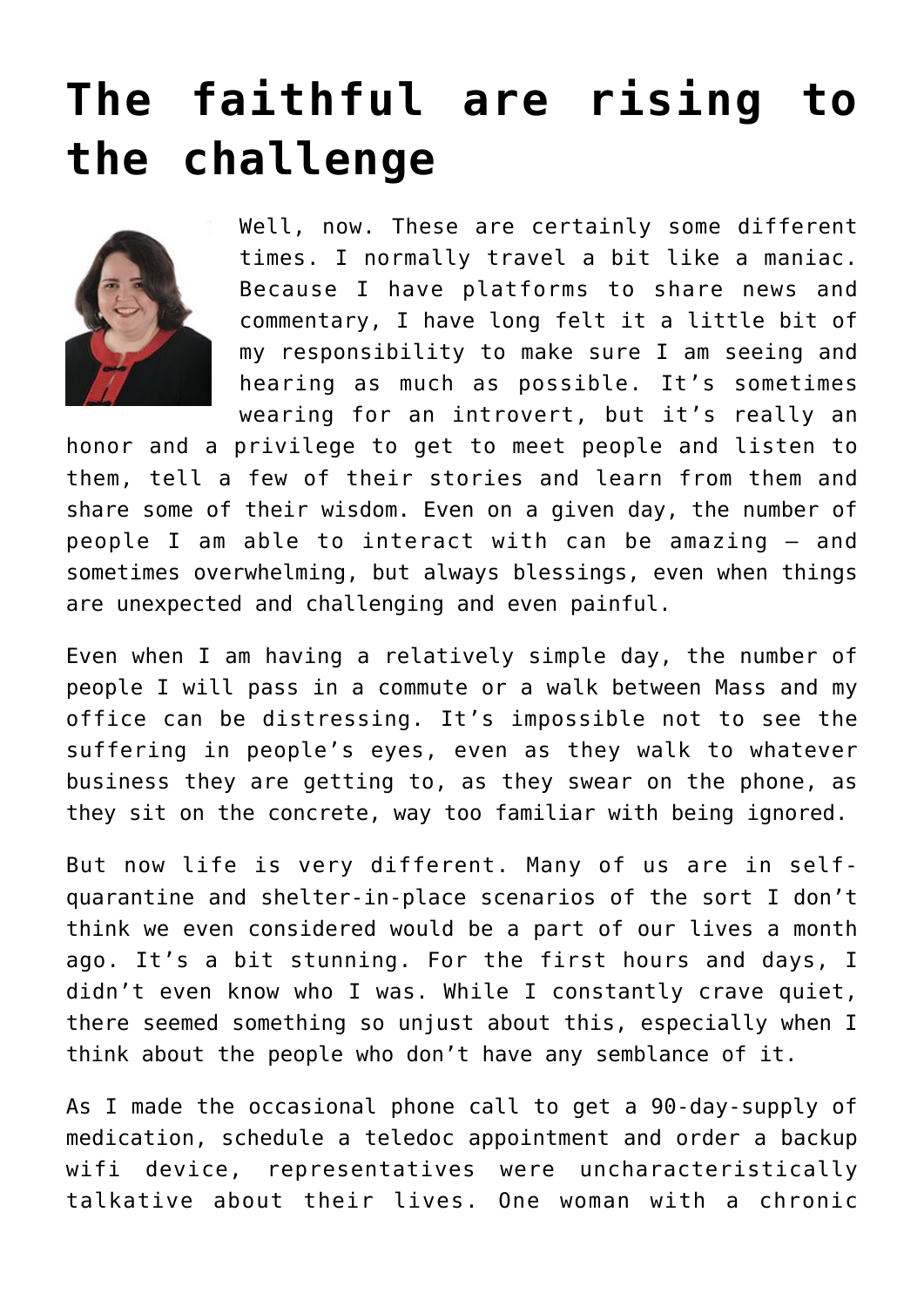# The faithful are rising to the challenge

Well, now. These are certainly some different times. I normally travel a bit like a maniac. Because I have platforms to share news and commentary, I have long felt it a little bit of my responsibility to make sure I am seeing and hearing as much as possible. It's sometimes wearing for an introvert, but it's really an honor and a privilege to get to meet people and listen to them, tell a few of their stories and learn from them and share some of their wisdom. Even on a given day, the number of people I am able to interact with can be amazing — and sometimes overwhelming, but always blessings, even when things are unexpected and challenging and even painful.

Even when I am having a relatively simple day, the number of people I will pass in a commute or a walk between Mass and my office can be distressing. It's impossible not to see the suffering in people's eyes, even as they walk to whatever business they are getting to, as they swear on the phone, as they sit on the concrete, way too familiar with being ignored.

But now life is very different. Many of us are in self-quarantine and shelter-in-place scenarios of the sort I don't think we even considered would be a part of our lives a month ago. It's a bit stunning. For the first hours and days, I didn't even know who I was. While I constantly crave quiet, there seemed something so unjust about this, especially when I think about the people who don't have any semblance of it.

As I made the occasional phone call to get a 90-day-supply of medication, schedule a teledoc appointment and order a backup wifi device, representatives were uncharacteristically talkative about their lives. One woman with a chronic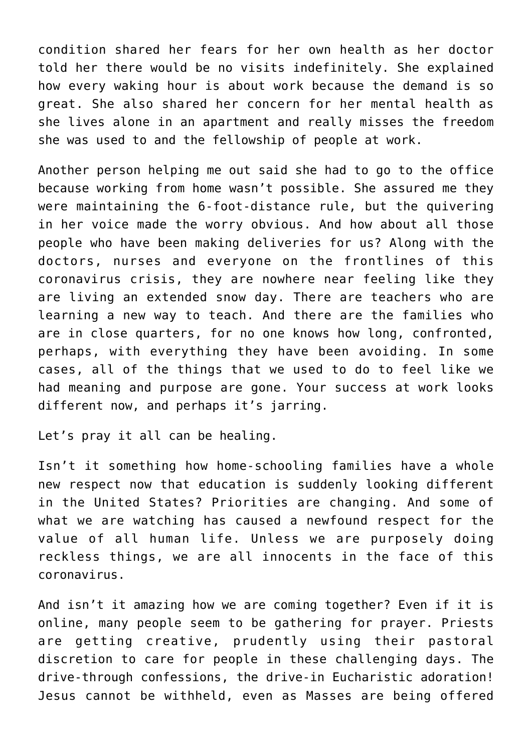condition shared her fears for her own health as her doctor told her there would be no visits indefinitely. She explained how every waking hour is about work because the demand is so great. She also shared her concern for her mental health as she lives alone in an apartment and really misses the freedom she was used to and the fellowship of people at work.

Another person helping me out said she had to go to the office because working from home wasn't possible. She assured me they were maintaining the 6-foot-distance rule, but the quivering in her voice made the worry obvious. And how about all those people who have been making deliveries for us? Along with the doctors, nurses and everyone on the frontlines of this coronavirus crisis, they are nowhere near feeling like they are living an extended snow day. There are teachers who are learning a new way to teach. And there are the families who are in close quarters, for no one knows how long, confronted, perhaps, with everything they have been avoiding. In some cases, all of the things that we used to do to feel like we had meaning and purpose are gone. Your success at work looks different now, and perhaps it's jarring.

Let's pray it all can be healing.

Isn't it something how home-schooling families have a whole new respect now that education is suddenly looking different in the United States? Priorities are changing. And some of what we are watching has caused a newfound respect for the value of all human life. Unless we are purposely doing reckless things, we are all innocents in the face of this coronavirus.

And isn't it amazing how we are coming together? Even if it is online, many people seem to be gathering for prayer. Priests are getting creative, prudently using their pastoral discretion to care for people in these challenging days. The drive-through confessions, the drive-in Eucharistic adoration! Jesus cannot be withheld, even as Masses are being offered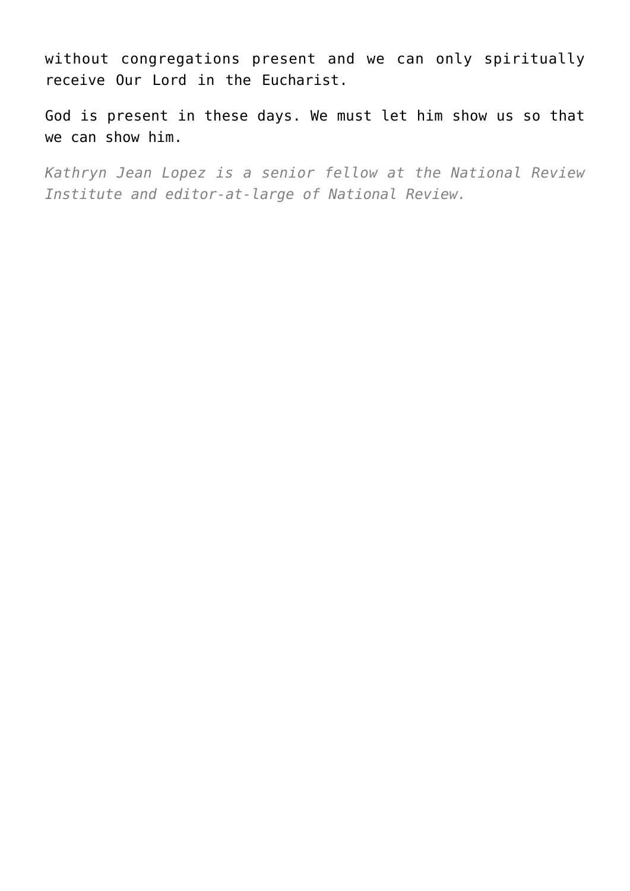without congregations present and we can only spiritually receive Our Lord in the Eucharist.

God is present in these days. We must let him show us so that we can show him.

*Kathryn Jean Lopez is a senior fellow at the National Review Institute and editor-at-large of National Review.*